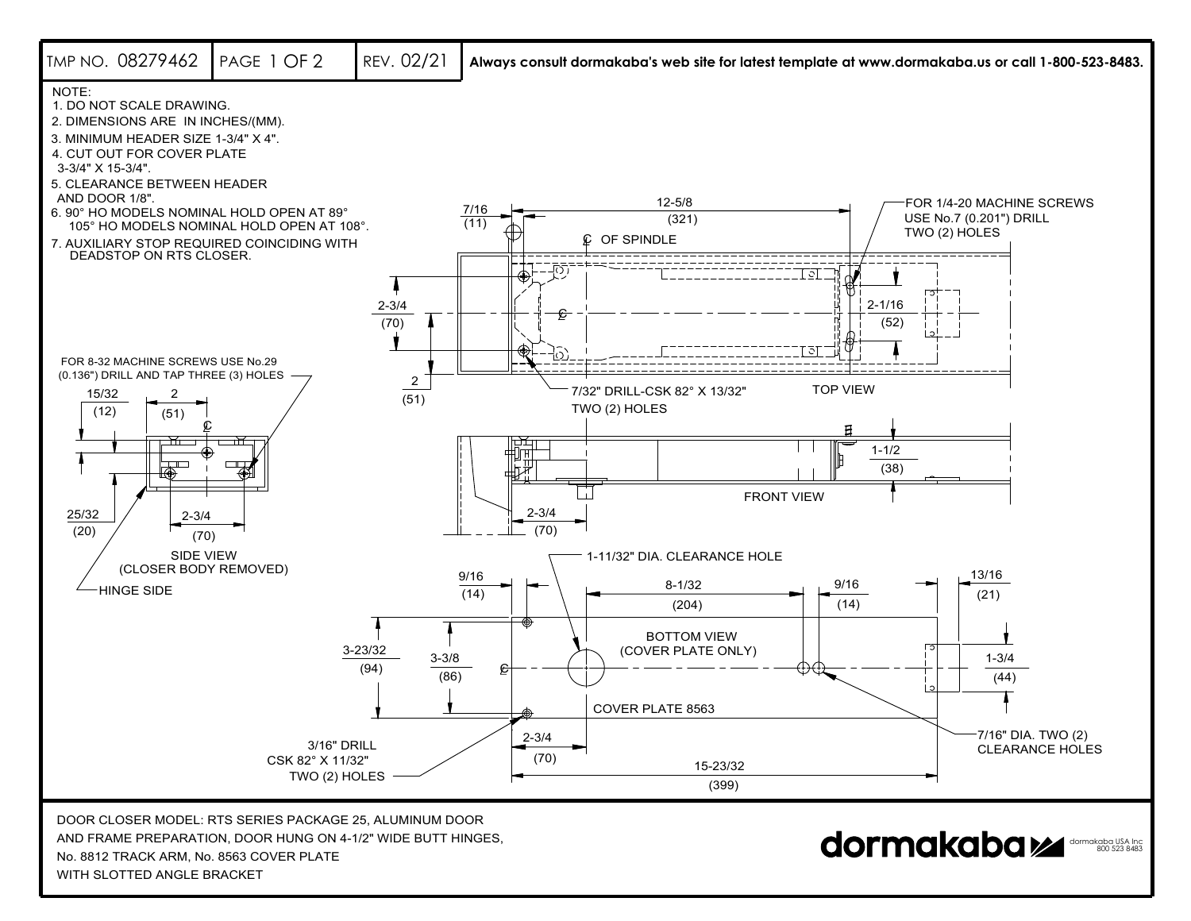TMP NO. 08279462 | PAGE 1 OF 2 | REV. 02/21

**Always consult dormakaba's web site for latest template at www.dormakaba.us or call 1-800-523-8483.**

NOTE:

1. DO NOT SCALE DRAWING.
2. DIMENSIONS ARE IN INCHES/(MM).
3. MINIMUM HEADER SIZE 1-3/4" X 4".
4. CUT OUT FOR COVER PLATE 3-3/4" X 15-3/4".
5. CLEARANCE BETWEEN HEADER AND DOOR 1/8".
6. 90° HO MODELS NOMINAL HOLD OPEN AT 89° 105° HO MODELS NOMINAL HOLD OPEN AT 108°.
7. AUXILIARY STOP REQUIRED COINCIDING WITH DEADSTOP ON RTS CLOSER.

TOP VIEW

7/16 (11)
12-5/8 (321)
℄ OF SPINDLE
FOR 1/4-20 MACHINE SCREWS USE No.7 (0.201") DRILL TWO (2) HOLES
2-3/4 (70)
2-1/16 (52)
2 (51)
7/32" DRILL-CSK 82° X 13/32" TWO (2) HOLES

FRONT VIEW

1-1/2 (38)
2-3/4 (70)

SIDE VIEW (CLOSER BODY REMOVED)

FOR 8-32 MACHINE SCREWS USE No.29 (0.136") DRILL AND TAP THREE (3) HOLES
15/32 (12)
2 (51)
25/32 (20)
2-3/4 (70)
HINGE SIDE

BOTTOM VIEW (COVER PLATE ONLY)

1-11/32" DIA. CLEARANCE HOLE
9/16 (14)
8-1/32 (204)
9/16 (14)
13/16 (21)
3-23/32 (94)
3-3/8 (86)
1-3/4 (44)
COVER PLATE 8563
3/16" DRILL CSK 82° X 11/32" TWO (2) HOLES
2-3/4 (70)
15-23/32 (399)
7/16" DIA. TWO (2) CLEARANCE HOLES

DOOR CLOSER MODEL: RTS SERIES PACKAGE 25, ALUMINUM DOOR AND FRAME PREPARATION, DOOR HUNG ON 4-1/2" WIDE BUTT HINGES, No. 8812 TRACK ARM, No. 8563 COVER PLATE WITH SLOTTED ANGLE BRACKET

dormakaba

dormakaba USA Inc 800 523 8483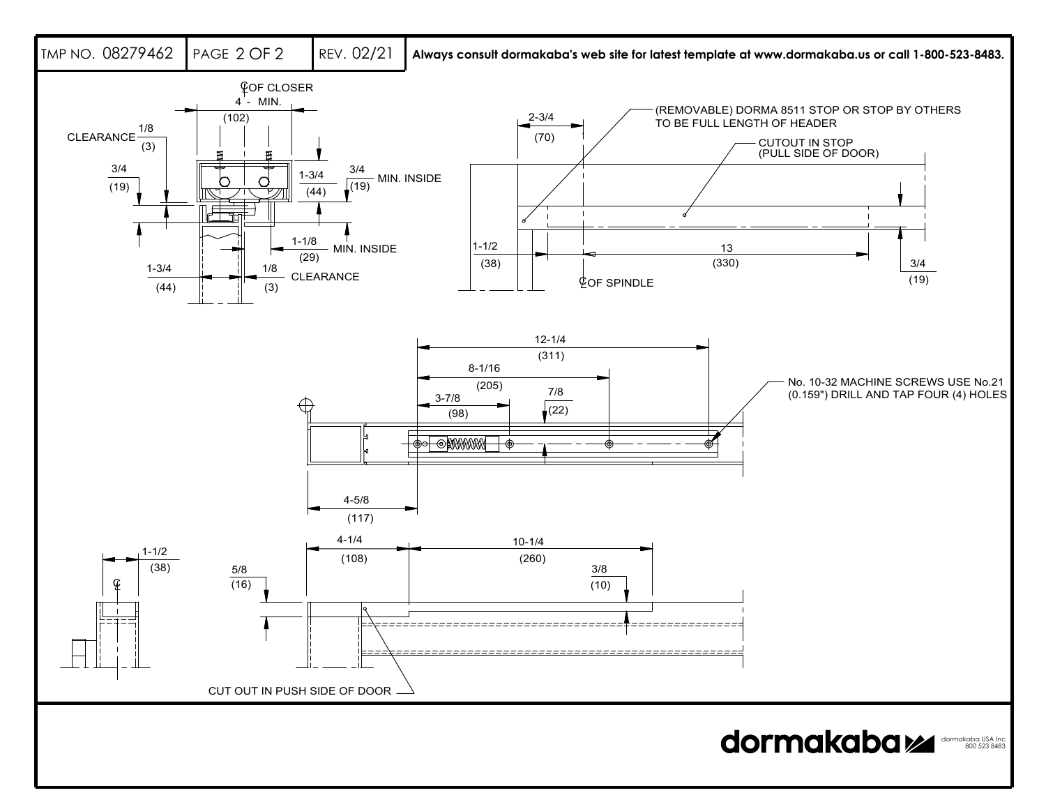TMP NO. 08279462 | PAGE 2 OF 2 | REV. 02/21

**Always consult dormakaba's web site for latest template at www.dormakaba.us or call 1-800-523-8483.**

℄ OF CLOSER

4 - MIN. (102)

CLEARANCE 1/8 (3)

3/4 (19)

1-3/4 (44)

3/4 (19) MIN. INSIDE

1-1/8 (29) MIN. INSIDE

1-3/4 (44)

1/8 (3) CLEARANCE

2-3/4 (70)

(REMOVABLE) DORMA 8511 STOP OR STOP BY OTHERS TO BE FULL LENGTH OF HEADER

CUTOUT IN STOP (PULL SIDE OF DOOR)

1-1/2 (38)

13 (330)

3/4 (19)

℄ OF SPINDLE

12-1/4 (311)

8-1/16 (205)

3-7/8 (98)

7/8 (22)

No. 10-32 MACHINE SCREWS USE No.21 (0.159") DRILL AND TAP FOUR (4) HOLES

4-5/8 (117)

1-1/2 (38)

℄

4-1/4 (108)

10-1/4 (260)

5/8 (16)

3/8 (10)

CUT OUT IN PUSH SIDE OF DOOR

dormakaba

dormakaba USA Inc
800 523 8483